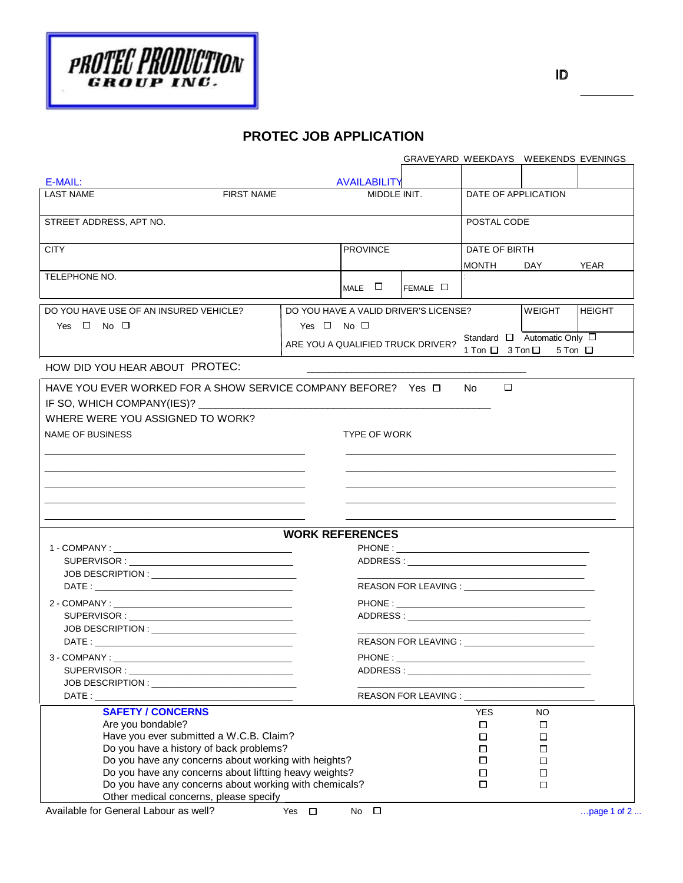PROTEC PRODUCTION GROUP INC.

ID ________

# PROTEC JOB APPLICATION

| E-MAIL: | | AVAILABILITY | GRAVEYARD | WEEKDAYS | WEEKENDS | EVENINGS |
|---|---|---|---|---|---|---|
| | | | | | | |

| LAST NAME | FIRST NAME | MIDDLE INIT. | DATE OF APPLICATION | | |
|---|---|---|---|---|---|
| STREET ADDRESS, APT NO. | | | POSTAL CODE | | |
| CITY | | PROVINCE | DATE OF BIRTH | | |
| | | | MONTH | DAY | YEAR |
| TELEPHONE NO. | | MALE ☐ FEMALE ☐ | | | |

| DO YOU HAVE USE OF AN INSURED VEHICLE? | DO YOU HAVE A VALID DRIVER'S LICENSE? | WEIGHT | HEIGHT |
|---|---|---|---|
| Yes ☐ No ☐ | Yes ☐ No ☐ | | |
| | ARE YOU A QUALIFIED TRUCK DRIVER? | Standard ☐ Automatic Only ☐ 1 Ton ☐ 3 Ton ☐ 5 Ton ☐ | |

HOW DID YOU HEAR ABOUT PROTEC: ________________________________

HAVE YOU EVER WORKED FOR A SHOW SERVICE COMPANY BEFORE? Yes ☐ No ☐

IF SO, WHICH COMPANY(IES)? ________________________________

WHERE WERE YOU ASSIGNED TO WORK?

| NAME OF BUSINESS | TYPE OF WORK |
|---|---|
| | |
| | |
| | |
| | |
| | |

## WORK REFERENCES

1 - COMPANY : ________________ PHONE : ________________
SUPERVISOR : ________________ ADDRESS : ________________
JOB DESCRIPTION : ________________ ________________
DATE : ________________ REASON FOR LEAVING : ________________

2 - COMPANY : ________________ PHONE : ________________
SUPERVISOR : ________________ ADDRESS : ________________
JOB DESCRIPTION : ________________ ________________
DATE : ________________ REASON FOR LEAVING : ________________

3 - COMPANY : ________________ PHONE : ________________
SUPERVISOR : ________________ ADDRESS : ________________
JOB DESCRIPTION : ________________ ________________
DATE : ________________ REASON FOR LEAVING : ________________

| **SAFETY / CONCERNS** | YES | NO |
|---|---|---|
| Are you bondable? | ☐ | ☐ |
| Have you ever submitted a W.C.B. Claim? | ☐ | ☐ |
| Do you have a history of back problems? | ☐ | ☐ |
| Do you have any concerns about working with heights? | ☐ | ☐ |
| Do you have any concerns about liftting heavy weights? | ☐ | ☐ |
| Do you have any concerns about working with chemicals? | ☐ | ☐ |
| Other medical concerns, please specify ________ | | |

Available for General Labour as well? Yes ☐ No ☐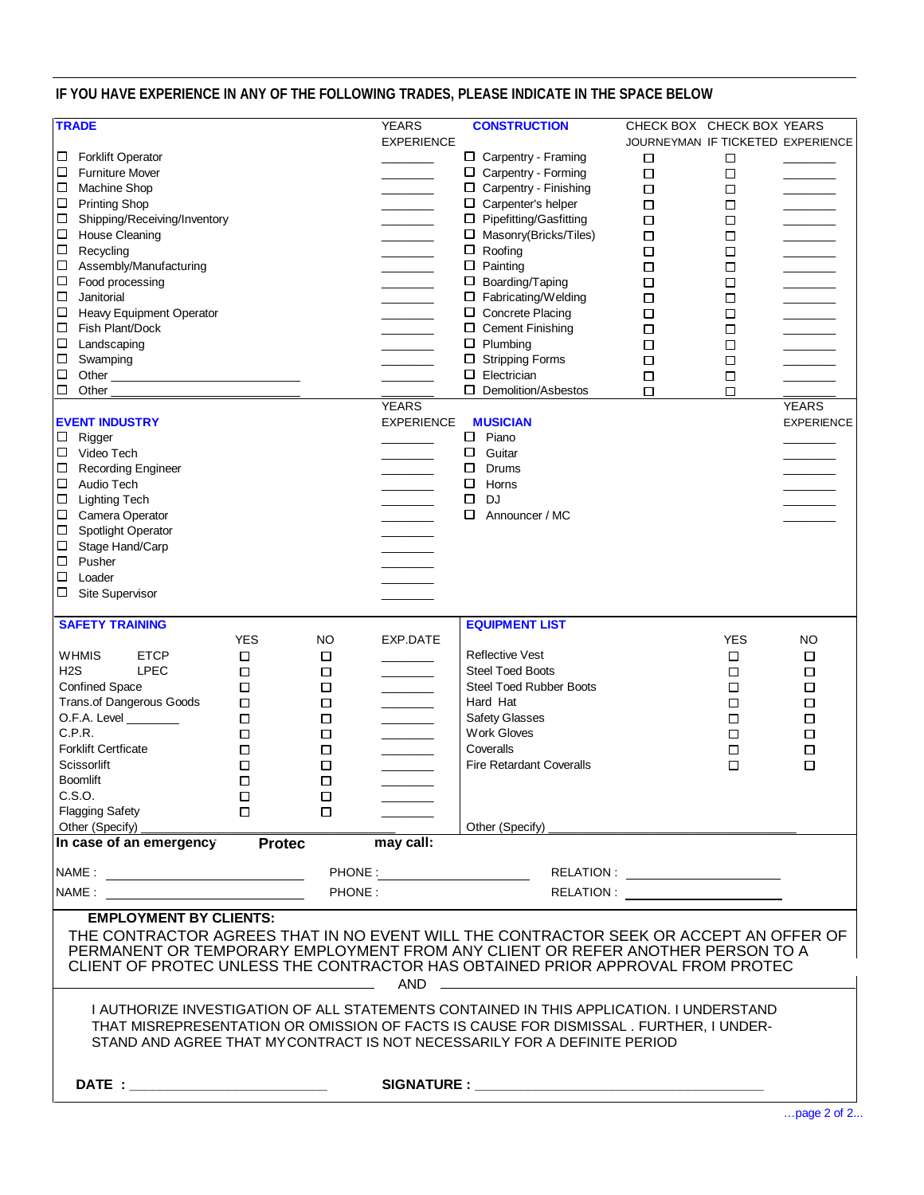**IF YOU HAVE EXPERIENCE IN ANY OF THE FOLLOWING TRADES, PLEASE INDICATE IN THE SPACE BELOW**

| TRADE | YEARS EXPERIENCE | CONSTRUCTION | CHECK BOX JOURNEYMAN | CHECK BOX IF TICKETED | YEARS EXPERIENCE |
|---|---|---|---|---|---|
| ☐ Forklift Operator | ________ | ☐ Carpentry - Framing | ☐ | ☐ | ________ |
| ☐ Furniture Mover | ________ | ☐ Carpentry - Forming | ☐ | ☐ | ________ |
| ☐ Machine Shop | ________ | ☐ Carpentry - Finishing | ☐ | ☐ | ________ |
| ☐ Printing Shop | ________ | ☐ Carpenter's helper | ☐ | ☐ | ________ |
| ☐ Shipping/Receiving/Inventory | ________ | ☐ Pipefitting/Gasfitting | ☐ | ☐ | ________ |
| ☐ House Cleaning | ________ | ☐ Masonry(Bricks/Tiles) | ☐ | ☐ | ________ |
| ☐ Recycling | ________ | ☐ Roofing | ☐ | ☐ | ________ |
| ☐ Assembly/Manufacturing | ________ | ☐ Painting | ☐ | ☐ | ________ |
| ☐ Food processing | ________ | ☐ Boarding/Taping | ☐ | ☐ | ________ |
| ☐ Janitorial | ________ | ☐ Fabricating/Welding | ☐ | ☐ | ________ |
| ☐ Heavy Equipment Operator | ________ | ☐ Concrete Placing | ☐ | ☐ | ________ |
| ☐ Fish Plant/Dock | ________ | ☐ Cement Finishing | ☐ | ☐ | ________ |
| ☐ Landscaping | ________ | ☐ Plumbing | ☐ | ☐ | ________ |
| ☐ Swamping | ________ | ☐ Stripping Forms | ☐ | ☐ | ________ |
| ☐ Other ____________________ | ________ | ☐ Electrician | ☐ | ☐ | ________ |
| ☐ Other ____________________ | ________ | ☐ Demolition/Asbestos | ☐ | ☐ | ________ |

| EVENT INDUSTRY | YEARS EXPERIENCE | MUSICIAN | YEARS EXPERIENCE |
|---|---|---|---|
| ☐ Rigger | ________ | ☐ Piano | ________ |
| ☐ Video Tech | ________ | ☐ Guitar | ________ |
| ☐ Recording Engineer | ________ | ☐ Drums | ________ |
| ☐ Audio Tech | ________ | ☐ Horns | ________ |
| ☐ Lighting Tech | ________ | ☐ DJ | ________ |
| ☐ Camera Operator | ________ | ☐ Announcer / MC | ________ |
| ☐ Spotlight Operator | ________ | | |
| ☐ Stage Hand/Carp | ________ | | |
| ☐ Pusher | ________ | | |
| ☐ Loader | ________ | | |
| ☐ Site Supervisor | ________ | | |

| SAFETY TRAINING | YES | NO | EXP.DATE |
|---|---|---|---|
| WHMIS ETCP | ☐ | ☐ | ________ |
| H2S LPEC | ☐ | ☐ | ________ |
| Confined Space | ☐ | ☐ | ________ |
| Trans.of Dangerous Goods | ☐ | ☐ | ________ |
| O.F.A. Level ________ | ☐ | ☐ | ________ |
| C.P.R. | ☐ | ☐ | ________ |
| Forklift Certficate | ☐ | ☐ | ________ |
| Scissorlift | ☐ | ☐ | ________ |
| Boomlift | ☐ | ☐ | ________ |
| C.S.O. | ☐ | ☐ | ________ |
| Flagging Safety | ☐ | ☐ | ________ |
| Other (Specify) ____________________ | | | |

| EQUIPMENT LIST | YES | NO |
|---|---|---|
| Reflective Vest | ☐ | ☐ |
| Steel Toed Boots | ☐ | ☐ |
| Steel Toed Rubber Boots | ☐ | ☐ |
| Hard Hat | ☐ | ☐ |
| Safety Glasses | ☐ | ☐ |
| Work Gloves | ☐ | ☐ |
| Coveralls | ☐ | ☐ |
| Fire Retardant Coveralls | ☐ | ☐ |
| Other (Specify) ____________________ | | |

**In case of an emergency Protec may call:**

NAME : ____________________ PHONE : ____________________ RELATION : ____________________

NAME : ____________________ PHONE : ____________________ RELATION : ____________________

**EMPLOYMENT BY CLIENTS:**

THE CONTRACTOR AGREES THAT IN NO EVENT WILL THE CONTRACTOR SEEK OR ACCEPT AN OFFER OF PERMANENT OR TEMPORARY EMPLOYMENT FROM ANY CLIENT OR REFER ANOTHER PERSON TO A CLIENT OF PROTEC UNLESS THE CONTRACTOR HAS OBTAINED PRIOR APPROVAL FROM PROTEC

AND

I AUTHORIZE INVESTIGATION OF ALL STATEMENTS CONTAINED IN THIS APPLICATION. I UNDERSTAND THAT MISREPRESENTATION OR OMISSION OF FACTS IS CAUSE FOR DISMISSAL . FURTHER, I UNDERSTAND AND AGREE THAT MY CONTRACT IS NOT NECESSARILY FOR A DEFINITE PERIOD

**DATE :** ____________________ **SIGNATURE :** ____________________